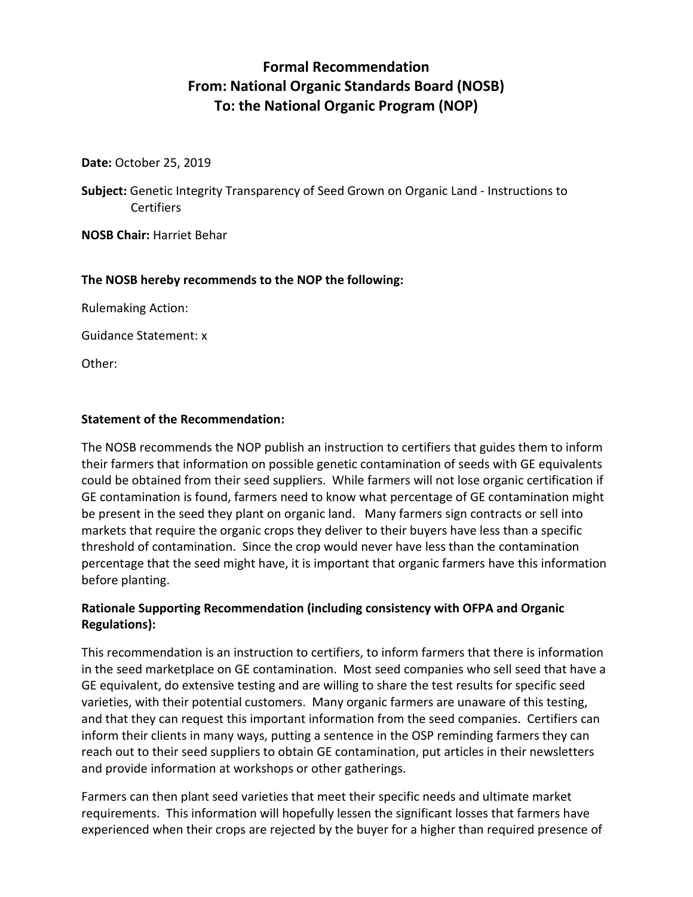# Formal Recommendation
# From: National Organic Standards Board (NOSB)
# To: the National Organic Program (NOP)

**Date:** October 25, 2019

**Subject:** Genetic Integrity Transparency of Seed Grown on Organic Land - Instructions to Certifiers

**NOSB Chair:** Harriet Behar

**The NOSB hereby recommends to the NOP the following:**

Rulemaking Action:

Guidance Statement: x

Other:

**Statement of the Recommendation:**

The NOSB recommends the NOP publish an instruction to certifiers that guides them to inform their farmers that information on possible genetic contamination of seeds with GE equivalents could be obtained from their seed suppliers. While farmers will not lose organic certification if GE contamination is found, farmers need to know what percentage of GE contamination might be present in the seed they plant on organic land. Many farmers sign contracts or sell into markets that require the organic crops they deliver to their buyers have less than a specific threshold of contamination. Since the crop would never have less than the contamination percentage that the seed might have, it is important that organic farmers have this information before planting.

**Rationale Supporting Recommendation (including consistency with OFPA and Organic Regulations):**

This recommendation is an instruction to certifiers, to inform farmers that there is information in the seed marketplace on GE contamination. Most seed companies who sell seed that have a GE equivalent, do extensive testing and are willing to share the test results for specific seed varieties, with their potential customers. Many organic farmers are unaware of this testing, and that they can request this important information from the seed companies. Certifiers can inform their clients in many ways, putting a sentence in the OSP reminding farmers they can reach out to their seed suppliers to obtain GE contamination, put articles in their newsletters and provide information at workshops or other gatherings.

Farmers can then plant seed varieties that meet their specific needs and ultimate market requirements. This information will hopefully lessen the significant losses that farmers have experienced when their crops are rejected by the buyer for a higher than required presence of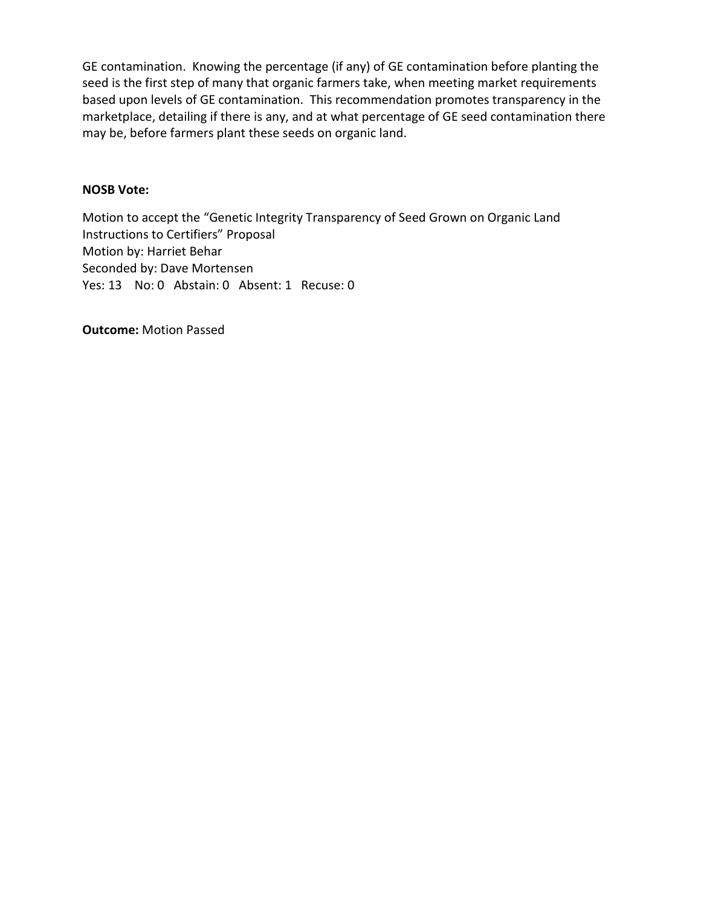GE contamination. Knowing the percentage (if any) of GE contamination before planting the seed is the first step of many that organic farmers take, when meeting market requirements based upon levels of GE contamination. This recommendation promotes transparency in the marketplace, detailing if there is any, and at what percentage of GE seed contamination there may be, before farmers plant these seeds on organic land.

**NOSB Vote:**

Motion to accept the "Genetic Integrity Transparency of Seed Grown on Organic Land Instructions to Certifiers" Proposal
Motion by: Harriet Behar
Seconded by: Dave Mortensen
Yes: 13 No: 0 Abstain: 0 Absent: 1 Recuse: 0

**Outcome:** Motion Passed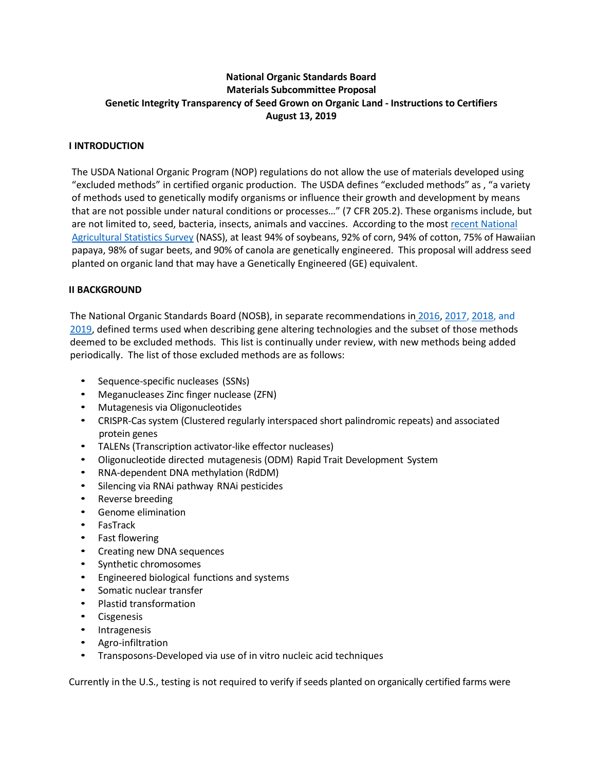**National Organic Standards Board**
**Materials Subcommittee Proposal**
**Genetic Integrity Transparency of Seed Grown on Organic Land - Instructions to Certifiers**
**August 13, 2019**

## I INTRODUCTION

The USDA National Organic Program (NOP) regulations do not allow the use of materials developed using "excluded methods" in certified organic production. The USDA defines "excluded methods" as , "a variety of methods used to genetically modify organisms or influence their growth and development by means that are not possible under natural conditions or processes…" (7 CFR 205.2). These organisms include, but are not limited to, seed, bacteria, insects, animals and vaccines. According to the most recent National Agricultural Statistics Survey (NASS), at least 94% of soybeans, 92% of corn, 94% of cotton, 75% of Hawaiian papaya, 98% of sugar beets, and 90% of canola are genetically engineered. This proposal will address seed planted on organic land that may have a Genetically Engineered (GE) equivalent.

## II BACKGROUND

The National Organic Standards Board (NOSB), in separate recommendations in 2016, 2017, 2018, and 2019, defined terms used when describing gene altering technologies and the subset of those methods deemed to be excluded methods. This list is continually under review, with new methods being added periodically. The list of those excluded methods are as follows:

- Sequence-specific nucleases (SSNs)
- Meganucleases Zinc finger nuclease (ZFN)
- Mutagenesis via Oligonucleotides
- CRISPR-Cas system (Clustered regularly interspaced short palindromic repeats) and associated protein genes
- TALENs (Transcription activator-like effector nucleases)
- Oligonucleotide directed mutagenesis (ODM) Rapid Trait Development System
- RNA-dependent DNA methylation (RdDM)
- Silencing via RNAi pathway RNAi pesticides
- Reverse breeding
- Genome elimination
- FasTrack
- Fast flowering
- Creating new DNA sequences
- Synthetic chromosomes
- Engineered biological functions and systems
- Somatic nuclear transfer
- Plastid transformation
- Cisgenesis
- Intragenesis
- Agro-infiltration
- Transposons-Developed via use of in vitro nucleic acid techniques

Currently in the U.S., testing is not required to verify if seeds planted on organically certified farms were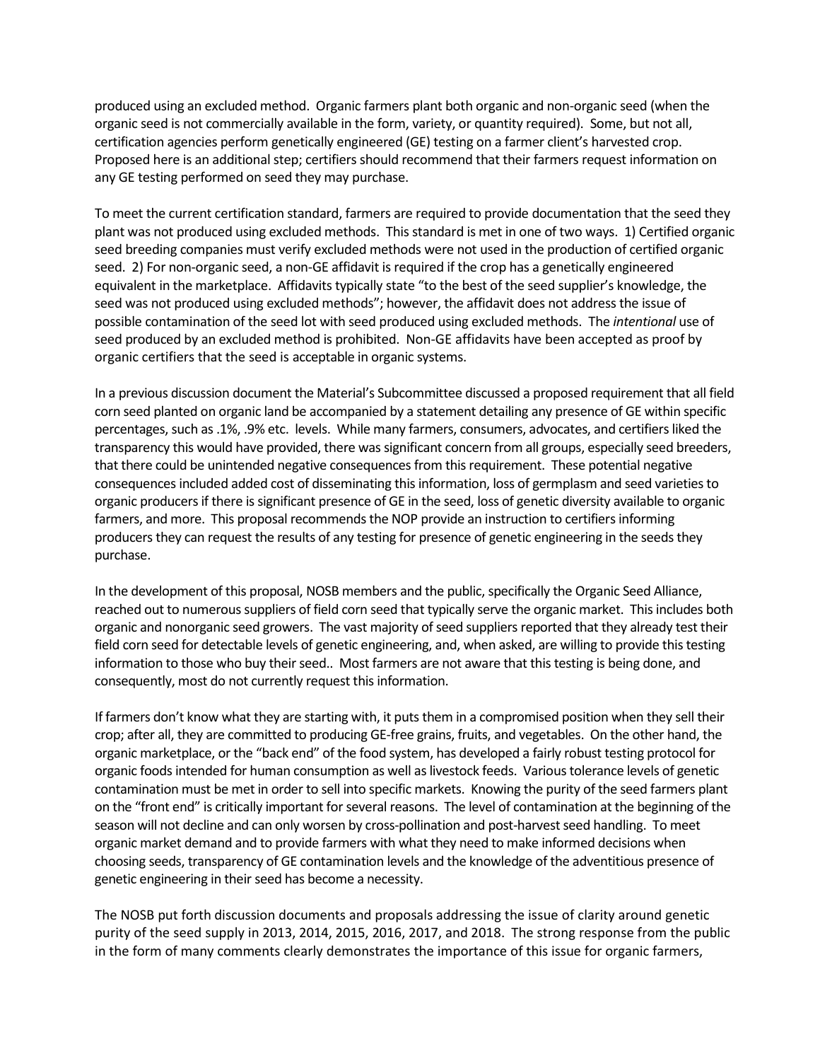produced using an excluded method. Organic farmers plant both organic and non-organic seed (when the organic seed is not commercially available in the form, variety, or quantity required). Some, but not all, certification agencies perform genetically engineered (GE) testing on a farmer client's harvested crop. Proposed here is an additional step; certifiers should recommend that their farmers request information on any GE testing performed on seed they may purchase.

To meet the current certification standard, farmers are required to provide documentation that the seed they plant was not produced using excluded methods. This standard is met in one of two ways. 1) Certified organic seed breeding companies must verify excluded methods were not used in the production of certified organic seed. 2) For non-organic seed, a non-GE affidavit is required if the crop has a genetically engineered equivalent in the marketplace. Affidavits typically state "to the best of the seed supplier's knowledge, the seed was not produced using excluded methods"; however, the affidavit does not address the issue of possible contamination of the seed lot with seed produced using excluded methods. The *intentional* use of seed produced by an excluded method is prohibited. Non-GE affidavits have been accepted as proof by organic certifiers that the seed is acceptable in organic systems.

In a previous discussion document the Material's Subcommittee discussed a proposed requirement that all field corn seed planted on organic land be accompanied by a statement detailing any presence of GE within specific percentages, such as .1%, .9% etc. levels. While many farmers, consumers, advocates, and certifiers liked the transparency this would have provided, there was significant concern from all groups, especially seed breeders, that there could be unintended negative consequences from this requirement. These potential negative consequences included added cost of disseminating this information, loss of germplasm and seed varieties to organic producers if there is significant presence of GE in the seed, loss of genetic diversity available to organic farmers, and more. This proposal recommends the NOP provide an instruction to certifiers informing producers they can request the results of any testing for presence of genetic engineering in the seeds they purchase.

In the development of this proposal, NOSB members and the public, specifically the Organic Seed Alliance, reached out to numerous suppliers of field corn seed that typically serve the organic market. This includes both organic and nonorganic seed growers. The vast majority of seed suppliers reported that they already test their field corn seed for detectable levels of genetic engineering, and, when asked, are willing to provide this testing information to those who buy their seed.. Most farmers are not aware that this testing is being done, and consequently, most do not currently request this information.

If farmers don't know what they are starting with, it puts them in a compromised position when they sell their crop; after all, they are committed to producing GE-free grains, fruits, and vegetables. On the other hand, the organic marketplace, or the "back end" of the food system, has developed a fairly robust testing protocol for organic foods intended for human consumption as well as livestock feeds. Various tolerance levels of genetic contamination must be met in order to sell into specific markets. Knowing the purity of the seed farmers plant on the "front end" is critically important for several reasons. The level of contamination at the beginning of the season will not decline and can only worsen by cross-pollination and post-harvest seed handling. To meet organic market demand and to provide farmers with what they need to make informed decisions when choosing seeds, transparency of GE contamination levels and the knowledge of the adventitious presence of genetic engineering in their seed has become a necessity.

The NOSB put forth discussion documents and proposals addressing the issue of clarity around genetic purity of the seed supply in 2013, 2014, 2015, 2016, 2017, and 2018. The strong response from the public in the form of many comments clearly demonstrates the importance of this issue for organic farmers,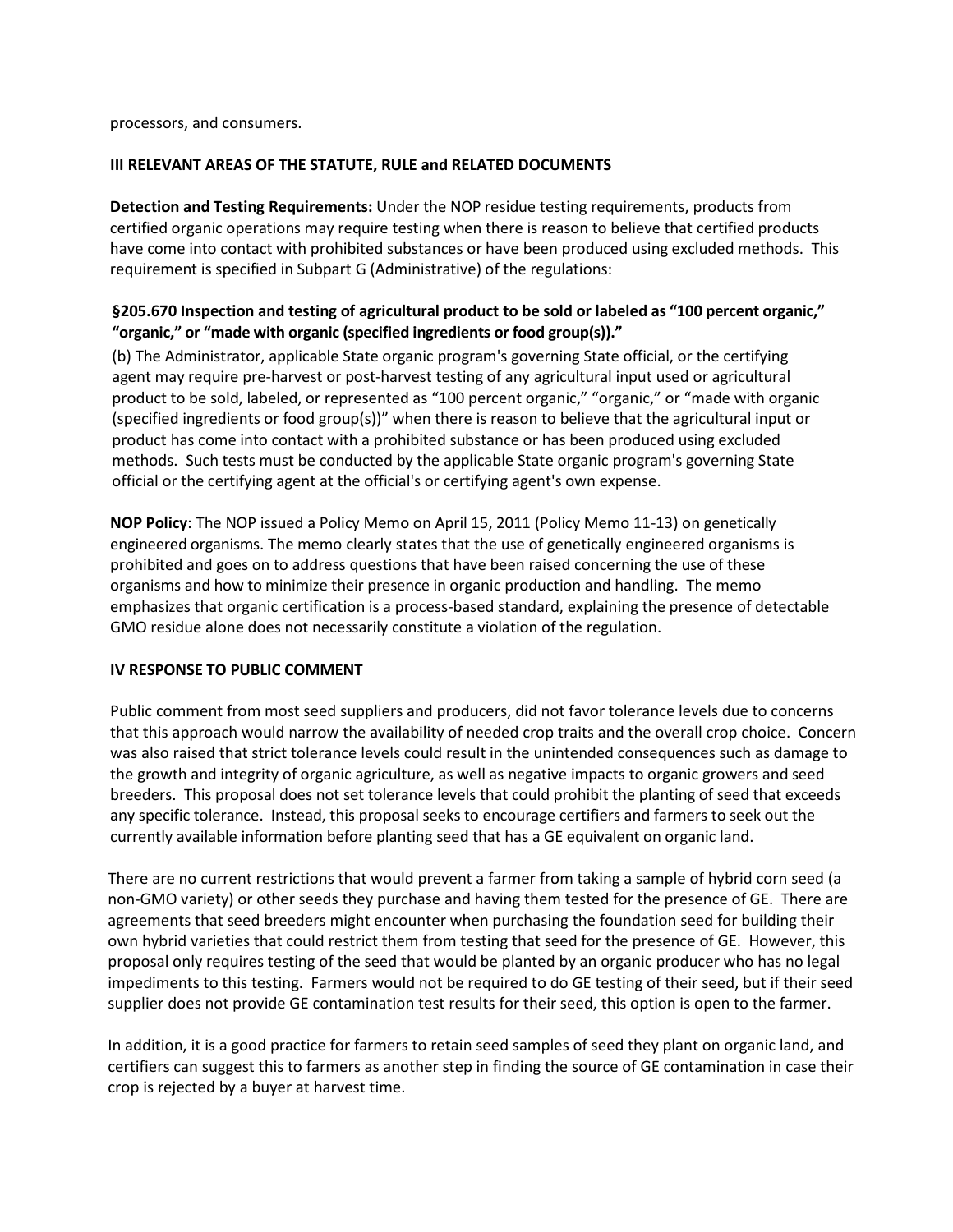processors, and consumers.

## III RELEVANT AREAS OF THE STATUTE, RULE and RELATED DOCUMENTS

**Detection and Testing Requirements:** Under the NOP residue testing requirements, products from certified organic operations may require testing when there is reason to believe that certified products have come into contact with prohibited substances or have been produced using excluded methods. This requirement is specified in Subpart G (Administrative) of the regulations:

**§205.670 Inspection and testing of agricultural product to be sold or labeled as "100 percent organic," "organic," or "made with organic (specified ingredients or food group(s))."**

(b) The Administrator, applicable State organic program's governing State official, or the certifying agent may require pre-harvest or post-harvest testing of any agricultural input used or agricultural product to be sold, labeled, or represented as "100 percent organic," "organic," or "made with organic (specified ingredients or food group(s))" when there is reason to believe that the agricultural input or product has come into contact with a prohibited substance or has been produced using excluded methods. Such tests must be conducted by the applicable State organic program's governing State official or the certifying agent at the official's or certifying agent's own expense.

**NOP Policy**: The NOP issued a Policy Memo on April 15, 2011 (Policy Memo 11-13) on genetically engineered organisms. The memo clearly states that the use of genetically engineered organisms is prohibited and goes on to address questions that have been raised concerning the use of these organisms and how to minimize their presence in organic production and handling. The memo emphasizes that organic certification is a process-based standard, explaining the presence of detectable GMO residue alone does not necessarily constitute a violation of the regulation.

## IV RESPONSE TO PUBLIC COMMENT

Public comment from most seed suppliers and producers, did not favor tolerance levels due to concerns that this approach would narrow the availability of needed crop traits and the overall crop choice. Concern was also raised that strict tolerance levels could result in the unintended consequences such as damage to the growth and integrity of organic agriculture, as well as negative impacts to organic growers and seed breeders. This proposal does not set tolerance levels that could prohibit the planting of seed that exceeds any specific tolerance. Instead, this proposal seeks to encourage certifiers and farmers to seek out the currently available information before planting seed that has a GE equivalent on organic land.

There are no current restrictions that would prevent a farmer from taking a sample of hybrid corn seed (a non-GMO variety) or other seeds they purchase and having them tested for the presence of GE. There are agreements that seed breeders might encounter when purchasing the foundation seed for building their own hybrid varieties that could restrict them from testing that seed for the presence of GE. However, this proposal only requires testing of the seed that would be planted by an organic producer who has no legal impediments to this testing. Farmers would not be required to do GE testing of their seed, but if their seed supplier does not provide GE contamination test results for their seed, this option is open to the farmer.

In addition, it is a good practice for farmers to retain seed samples of seed they plant on organic land, and certifiers can suggest this to farmers as another step in finding the source of GE contamination in case their crop is rejected by a buyer at harvest time.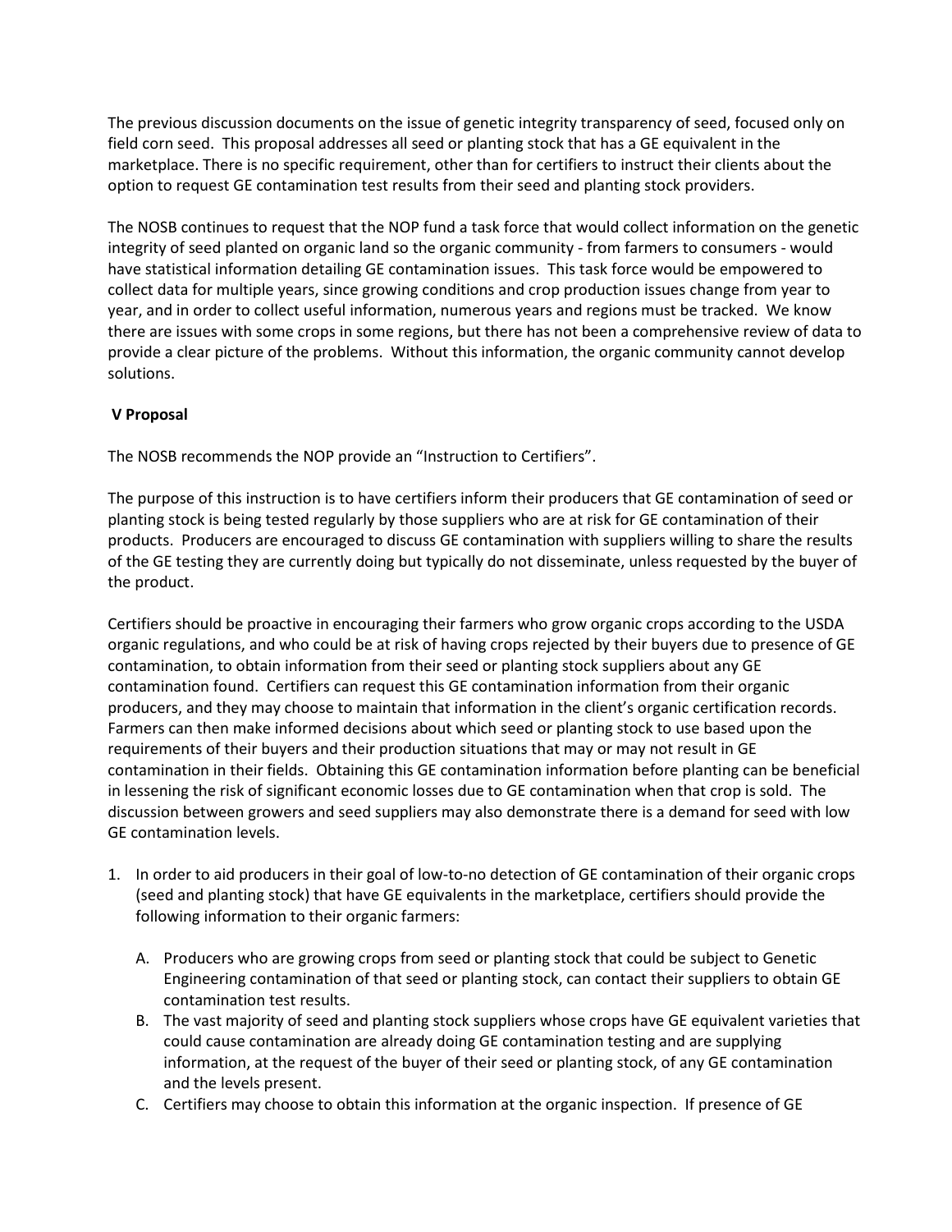The previous discussion documents on the issue of genetic integrity transparency of seed, focused only on field corn seed. This proposal addresses all seed or planting stock that has a GE equivalent in the marketplace. There is no specific requirement, other than for certifiers to instruct their clients about the option to request GE contamination test results from their seed and planting stock providers.

The NOSB continues to request that the NOP fund a task force that would collect information on the genetic integrity of seed planted on organic land so the organic community - from farmers to consumers - would have statistical information detailing GE contamination issues. This task force would be empowered to collect data for multiple years, since growing conditions and crop production issues change from year to year, and in order to collect useful information, numerous years and regions must be tracked. We know there are issues with some crops in some regions, but there has not been a comprehensive review of data to provide a clear picture of the problems. Without this information, the organic community cannot develop solutions.

## V Proposal

The NOSB recommends the NOP provide an "Instruction to Certifiers".

The purpose of this instruction is to have certifiers inform their producers that GE contamination of seed or planting stock is being tested regularly by those suppliers who are at risk for GE contamination of their products. Producers are encouraged to discuss GE contamination with suppliers willing to share the results of the GE testing they are currently doing but typically do not disseminate, unless requested by the buyer of the product.

Certifiers should be proactive in encouraging their farmers who grow organic crops according to the USDA organic regulations, and who could be at risk of having crops rejected by their buyers due to presence of GE contamination, to obtain information from their seed or planting stock suppliers about any GE contamination found. Certifiers can request this GE contamination information from their organic producers, and they may choose to maintain that information in the client's organic certification records. Farmers can then make informed decisions about which seed or planting stock to use based upon the requirements of their buyers and their production situations that may or may not result in GE contamination in their fields. Obtaining this GE contamination information before planting can be beneficial in lessening the risk of significant economic losses due to GE contamination when that crop is sold. The discussion between growers and seed suppliers may also demonstrate there is a demand for seed with low GE contamination levels.

1. In order to aid producers in their goal of low-to-no detection of GE contamination of their organic crops (seed and planting stock) that have GE equivalents in the marketplace, certifiers should provide the following information to their organic farmers:
   A. Producers who are growing crops from seed or planting stock that could be subject to Genetic Engineering contamination of that seed or planting stock, can contact their suppliers to obtain GE contamination test results.
   B. The vast majority of seed and planting stock suppliers whose crops have GE equivalent varieties that could cause contamination are already doing GE contamination testing and are supplying information, at the request of the buyer of their seed or planting stock, of any GE contamination and the levels present.
   C. Certifiers may choose to obtain this information at the organic inspection. If presence of GE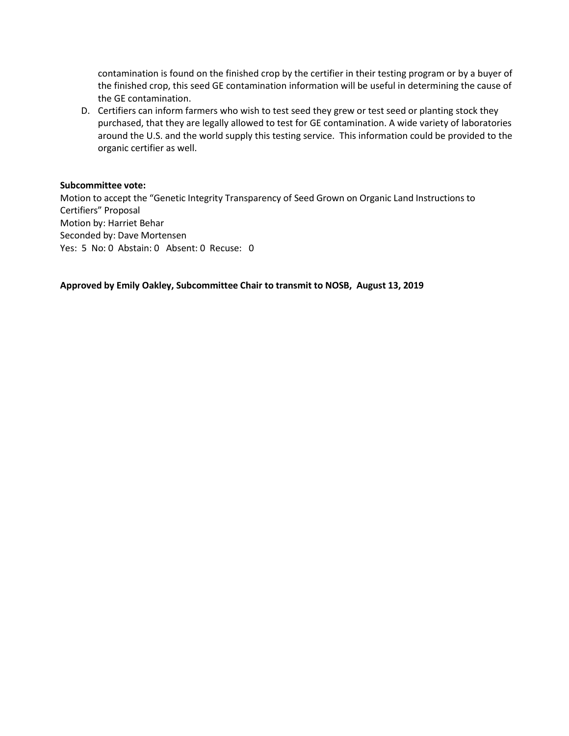contamination is found on the finished crop by the certifier in their testing program or by a buyer of the finished crop, this seed GE contamination information will be useful in determining the cause of the GE contamination.

D. Certifiers can inform farmers who wish to test seed they grew or test seed or planting stock they purchased, that they are legally allowed to test for GE contamination. A wide variety of laboratories around the U.S. and the world supply this testing service. This information could be provided to the organic certifier as well.

**Subcommittee vote:**
Motion to accept the "Genetic Integrity Transparency of Seed Grown on Organic Land Instructions to Certifiers" Proposal
Motion by: Harriet Behar
Seconded by: Dave Mortensen
Yes: 5 No: 0 Abstain: 0 Absent: 0 Recuse: 0

**Approved by Emily Oakley, Subcommittee Chair to transmit to NOSB, August 13, 2019**